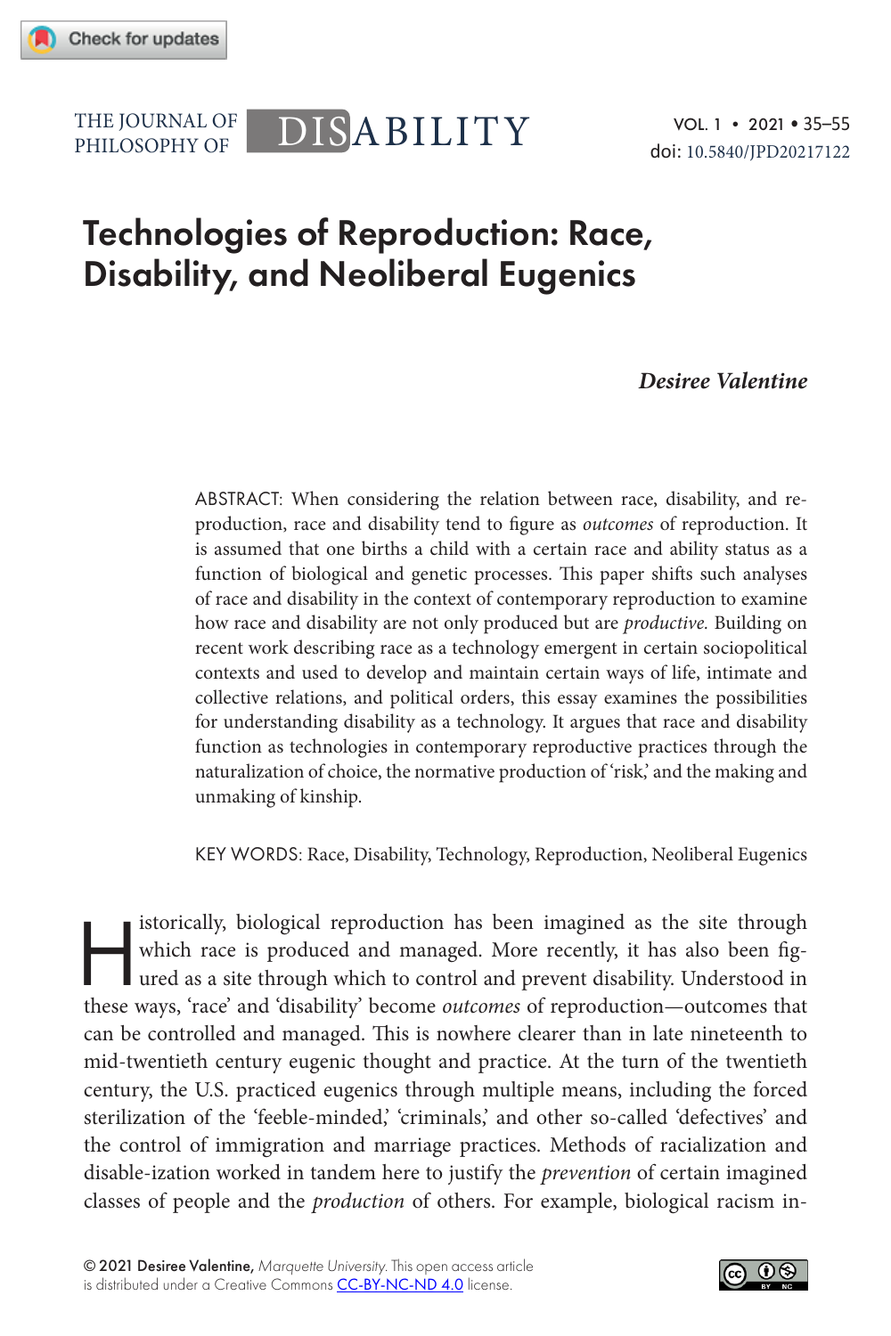# Technologies of Reproduction: Race, Disability, and Neoliberal Eugenics

***Desiree Valentine***

ABSTRACT: When considering the relation between race, disability, and reproduction, race and disability tend to figure as *outcomes* of reproduction. It is assumed that one births a child with a certain race and ability status as a function of biological and genetic processes. This paper shifts such analyses of race and disability in the context of contemporary reproduction to examine how race and disability are not only produced but are *productive.* Building on recent work describing race as a technology emergent in certain sociopolitical contexts and used to develop and maintain certain ways of life, intimate and collective relations, and political orders, this essay examines the possibilities for understanding disability as a technology. It argues that race and disability function as technologies in contemporary reproductive practices through the naturalization of choice, the normative production of 'risk,' and the making and unmaking of kinship.

KEY WORDS: Race, Disability, Technology, Reproduction, Neoliberal Eugenics

Historically, biological reproduction has been imagined as the site through which race is produced and managed. More recently, it has also been figured as a site through which to control and prevent disability. Understood in these ways, 'race' and 'disability' become *outcomes* of reproduction—outcomes that can be controlled and managed. This is nowhere clearer than in late nineteenth to mid-twentieth century eugenic thought and practice. At the turn of the twentieth century, the U.S. practiced eugenics through multiple means, including the forced sterilization of the 'feeble-minded,' 'criminals,' and other so-called 'defectives' and the control of immigration and marriage practices. Methods of racialization and disable-ization worked in tandem here to justify the *prevention* of certain imagined classes of people and the *production* of others. For example, biological racism in-

© 2021 Desiree Valentine, *Marquette University.* This open access article is distributed under a Creative Commons CC-BY-NC-ND 4.0 license.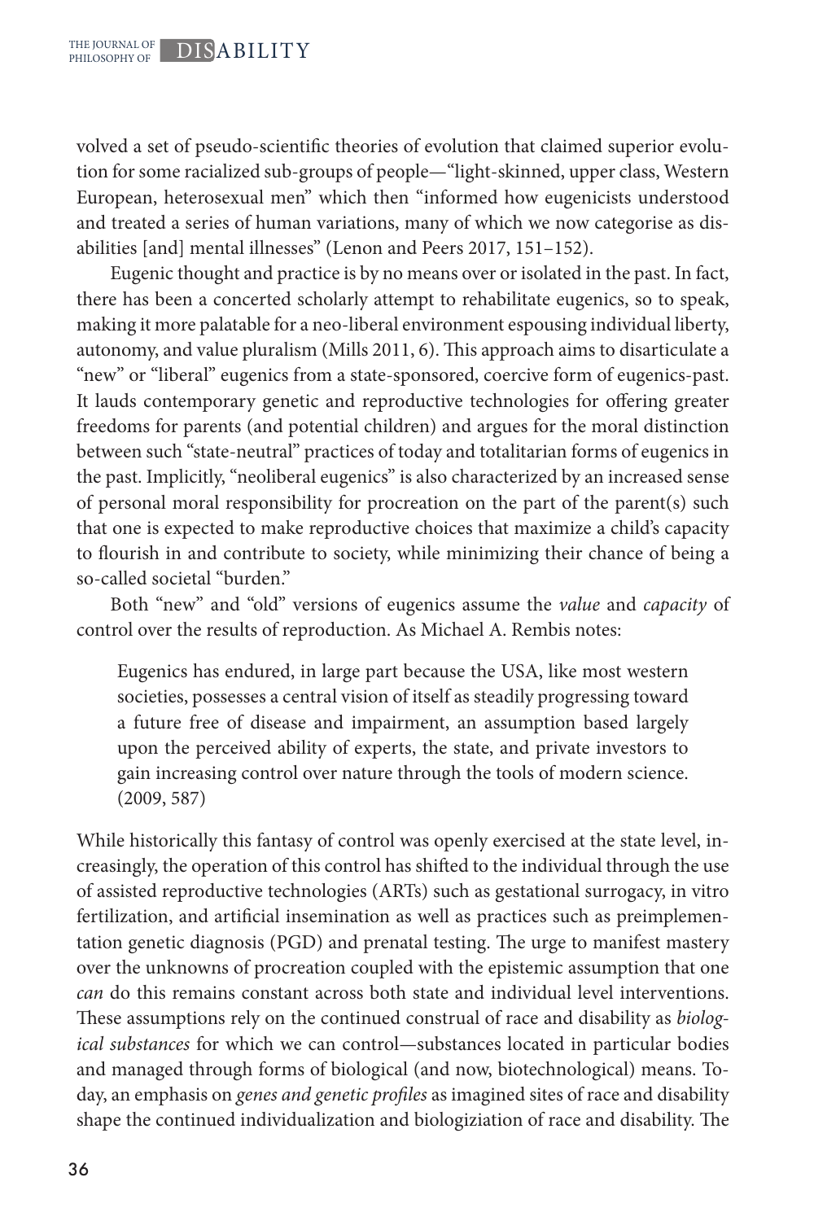volved a set of pseudo-scientific theories of evolution that claimed superior evolution for some racialized sub-groups of people—"light-skinned, upper class, Western European, heterosexual men" which then "informed how eugenicists understood and treated a series of human variations, many of which we now categorise as disabilities [and] mental illnesses" (Lenon and Peers 2017, 151–152).

Eugenic thought and practice is by no means over or isolated in the past. In fact, there has been a concerted scholarly attempt to rehabilitate eugenics, so to speak, making it more palatable for a neo-liberal environment espousing individual liberty, autonomy, and value pluralism (Mills 2011, 6). This approach aims to disarticulate a "new" or "liberal" eugenics from a state-sponsored, coercive form of eugenics-past. It lauds contemporary genetic and reproductive technologies for offering greater freedoms for parents (and potential children) and argues for the moral distinction between such "state-neutral" practices of today and totalitarian forms of eugenics in the past. Implicitly, "neoliberal eugenics" is also characterized by an increased sense of personal moral responsibility for procreation on the part of the parent(s) such that one is expected to make reproductive choices that maximize a child's capacity to flourish in and contribute to society, while minimizing their chance of being a so-called societal "burden."

Both "new" and "old" versions of eugenics assume the *value* and *capacity* of control over the results of reproduction. As Michael A. Rembis notes:

> Eugenics has endured, in large part because the USA, like most western societies, possesses a central vision of itself as steadily progressing toward a future free of disease and impairment, an assumption based largely upon the perceived ability of experts, the state, and private investors to gain increasing control over nature through the tools of modern science. (2009, 587)

While historically this fantasy of control was openly exercised at the state level, increasingly, the operation of this control has shifted to the individual through the use of assisted reproductive technologies (ARTs) such as gestational surrogacy, in vitro fertilization, and artificial insemination as well as practices such as preimplementation genetic diagnosis (PGD) and prenatal testing. The urge to manifest mastery over the unknowns of procreation coupled with the epistemic assumption that one *can* do this remains constant across both state and individual level interventions. These assumptions rely on the continued construal of race and disability as *biological substances* for which we can control—substances located in particular bodies and managed through forms of biological (and now, biotechnological) means. Today, an emphasis on *genes and genetic profiles* as imagined sites of race and disability shape the continued individualization and biologiziation of race and disability. The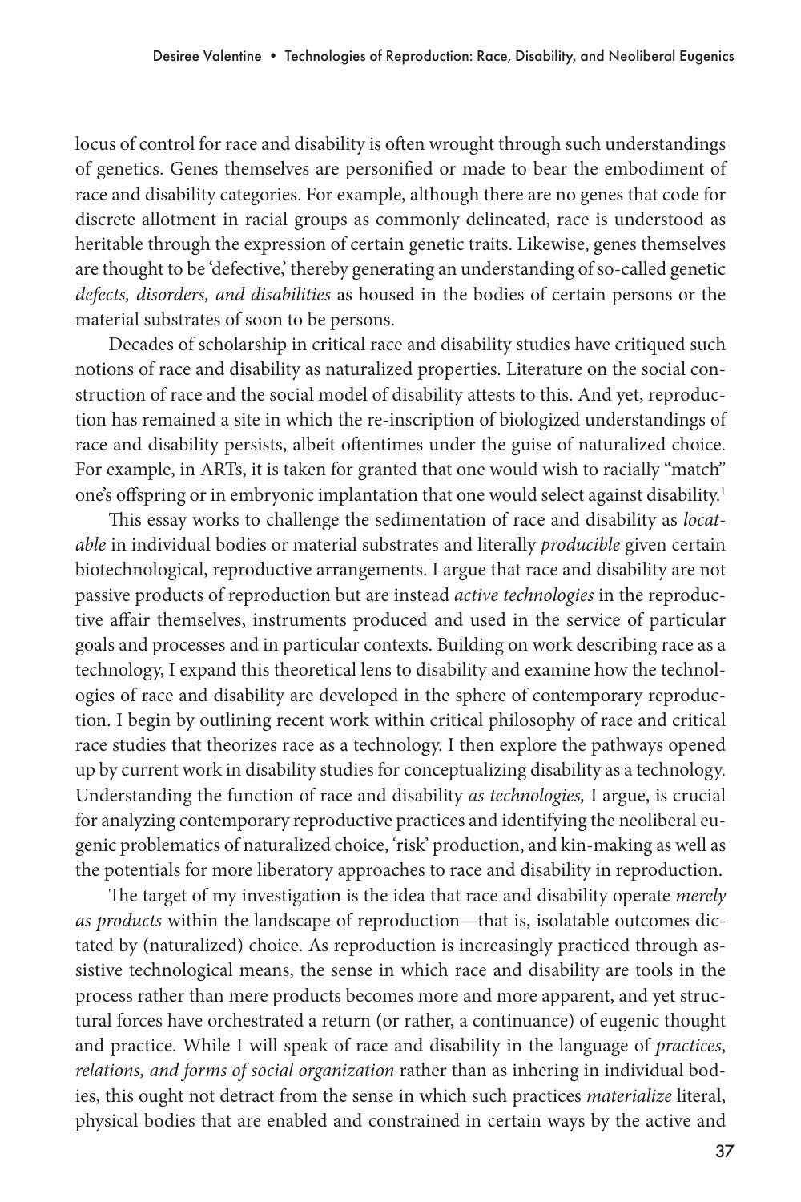locus of control for race and disability is often wrought through such understandings of genetics. Genes themselves are personified or made to bear the embodiment of race and disability categories. For example, although there are no genes that code for discrete allotment in racial groups as commonly delineated, race is understood as heritable through the expression of certain genetic traits. Likewise, genes themselves are thought to be 'defective,' thereby generating an understanding of so-called genetic *defects, disorders, and disabilities* as housed in the bodies of certain persons or the material substrates of soon to be persons.

Decades of scholarship in critical race and disability studies have critiqued such notions of race and disability as naturalized properties. Literature on the social construction of race and the social model of disability attests to this. And yet, reproduction has remained a site in which the re-inscription of biologized understandings of race and disability persists, albeit oftentimes under the guise of naturalized choice. For example, in ARTs, it is taken for granted that one would wish to racially "match" one's offspring or in embryonic implantation that one would select against disability.[1]

This essay works to challenge the sedimentation of race and disability as *locatable* in individual bodies or material substrates and literally *producible* given certain biotechnological, reproductive arrangements. I argue that race and disability are not passive products of reproduction but are instead *active technologies* in the reproductive affair themselves, instruments produced and used in the service of particular goals and processes and in particular contexts. Building on work describing race as a technology, I expand this theoretical lens to disability and examine how the technologies of race and disability are developed in the sphere of contemporary reproduction. I begin by outlining recent work within critical philosophy of race and critical race studies that theorizes race as a technology. I then explore the pathways opened up by current work in disability studies for conceptualizing disability as a technology. Understanding the function of race and disability *as technologies,* I argue, is crucial for analyzing contemporary reproductive practices and identifying the neoliberal eugenic problematics of naturalized choice, 'risk' production, and kin-making as well as the potentials for more liberatory approaches to race and disability in reproduction.

The target of my investigation is the idea that race and disability operate *merely as products* within the landscape of reproduction—that is, isolatable outcomes dictated by (naturalized) choice. As reproduction is increasingly practiced through assistive technological means, the sense in which race and disability are tools in the process rather than mere products becomes more and more apparent, and yet structural forces have orchestrated a return (or rather, a continuance) of eugenic thought and practice. While I will speak of race and disability in the language of *practices, relations, and forms of social organization* rather than as inhering in individual bodies, this ought not detract from the sense in which such practices *materialize* literal, physical bodies that are enabled and constrained in certain ways by the active and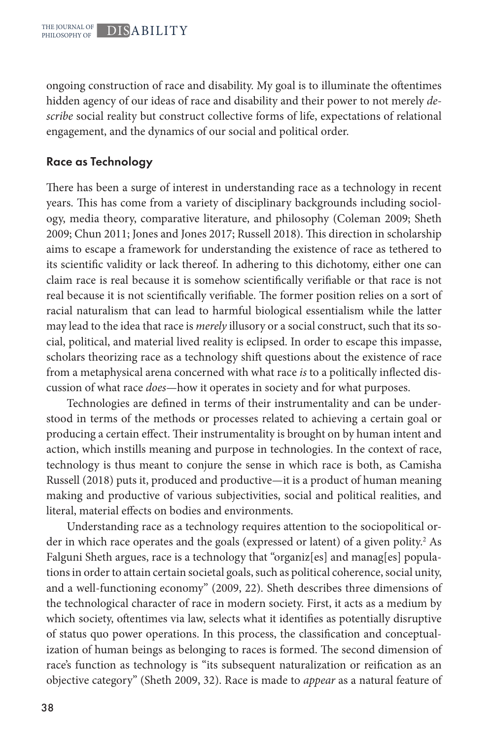ongoing construction of race and disability. My goal is to illuminate the oftentimes hidden agency of our ideas of race and disability and their power to not merely *describe* social reality but construct collective forms of life, expectations of relational engagement, and the dynamics of our social and political order.

## Race as Technology

There has been a surge of interest in understanding race as a technology in recent years. This has come from a variety of disciplinary backgrounds including sociology, media theory, comparative literature, and philosophy (Coleman 2009; Sheth 2009; Chun 2011; Jones and Jones 2017; Russell 2018). This direction in scholarship aims to escape a framework for understanding the existence of race as tethered to its scientific validity or lack thereof. In adhering to this dichotomy, either one can claim race is real because it is somehow scientifically verifiable or that race is not real because it is not scientifically verifiable. The former position relies on a sort of racial naturalism that can lead to harmful biological essentialism while the latter may lead to the idea that race is *merely* illusory or a social construct, such that its social, political, and material lived reality is eclipsed. In order to escape this impasse, scholars theorizing race as a technology shift questions about the existence of race from a metaphysical arena concerned with what race *is* to a politically inflected discussion of what race *does*—how it operates in society and for what purposes.

Technologies are defined in terms of their instrumentality and can be understood in terms of the methods or processes related to achieving a certain goal or producing a certain effect. Their instrumentality is brought on by human intent and action, which instills meaning and purpose in technologies. In the context of race, technology is thus meant to conjure the sense in which race is both, as Camisha Russell (2018) puts it, produced and productive—it is a product of human meaning making and productive of various subjectivities, social and political realities, and literal, material effects on bodies and environments.

Understanding race as a technology requires attention to the sociopolitical order in which race operates and the goals (expressed or latent) of a given polity.[2] As Falguni Sheth argues, race is a technology that "organiz[es] and manag[es] populations in order to attain certain societal goals, such as political coherence, social unity, and a well-functioning economy" (2009, 22). Sheth describes three dimensions of the technological character of race in modern society. First, it acts as a medium by which society, oftentimes via law, selects what it identifies as potentially disruptive of status quo power operations. In this process, the classification and conceptualization of human beings as belonging to races is formed. The second dimension of race's function as technology is "its subsequent naturalization or reification as an objective category" (Sheth 2009, 32). Race is made to *appear* as a natural feature of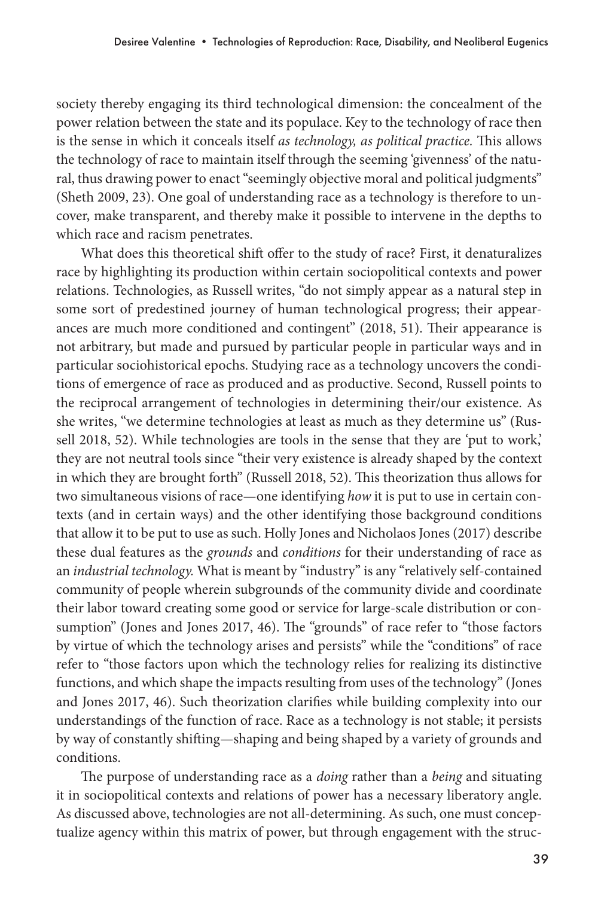society thereby engaging its third technological dimension: the concealment of the power relation between the state and its populace. Key to the technology of race then is the sense in which it conceals itself *as technology, as political practice.* This allows the technology of race to maintain itself through the seeming 'givenness' of the natural, thus drawing power to enact "seemingly objective moral and political judgments" (Sheth 2009, 23). One goal of understanding race as a technology is therefore to uncover, make transparent, and thereby make it possible to intervene in the depths to which race and racism penetrates.

What does this theoretical shift offer to the study of race? First, it denaturalizes race by highlighting its production within certain sociopolitical contexts and power relations. Technologies, as Russell writes, "do not simply appear as a natural step in some sort of predestined journey of human technological progress; their appearances are much more conditioned and contingent" (2018, 51). Their appearance is not arbitrary, but made and pursued by particular people in particular ways and in particular sociohistorical epochs. Studying race as a technology uncovers the conditions of emergence of race as produced and as productive. Second, Russell points to the reciprocal arrangement of technologies in determining their/our existence. As she writes, "we determine technologies at least as much as they determine us" (Russell 2018, 52). While technologies are tools in the sense that they are 'put to work,' they are not neutral tools since "their very existence is already shaped by the context in which they are brought forth" (Russell 2018, 52). This theorization thus allows for two simultaneous visions of race—one identifying *how* it is put to use in certain contexts (and in certain ways) and the other identifying those background conditions that allow it to be put to use as such. Holly Jones and Nicholaos Jones (2017) describe these dual features as the *grounds* and *conditions* for their understanding of race as an *industrial technology.* What is meant by "industry" is any "relatively self-contained community of people wherein subgrounds of the community divide and coordinate their labor toward creating some good or service for large-scale distribution or consumption" (Jones and Jones 2017, 46). The "grounds" of race refer to "those factors by virtue of which the technology arises and persists" while the "conditions" of race refer to "those factors upon which the technology relies for realizing its distinctive functions, and which shape the impacts resulting from uses of the technology" (Jones and Jones 2017, 46). Such theorization clarifies while building complexity into our understandings of the function of race. Race as a technology is not stable; it persists by way of constantly shifting—shaping and being shaped by a variety of grounds and conditions.

The purpose of understanding race as a *doing* rather than a *being* and situating it in sociopolitical contexts and relations of power has a necessary liberatory angle. As discussed above, technologies are not all-determining. As such, one must conceptualize agency within this matrix of power, but through engagement with the struc-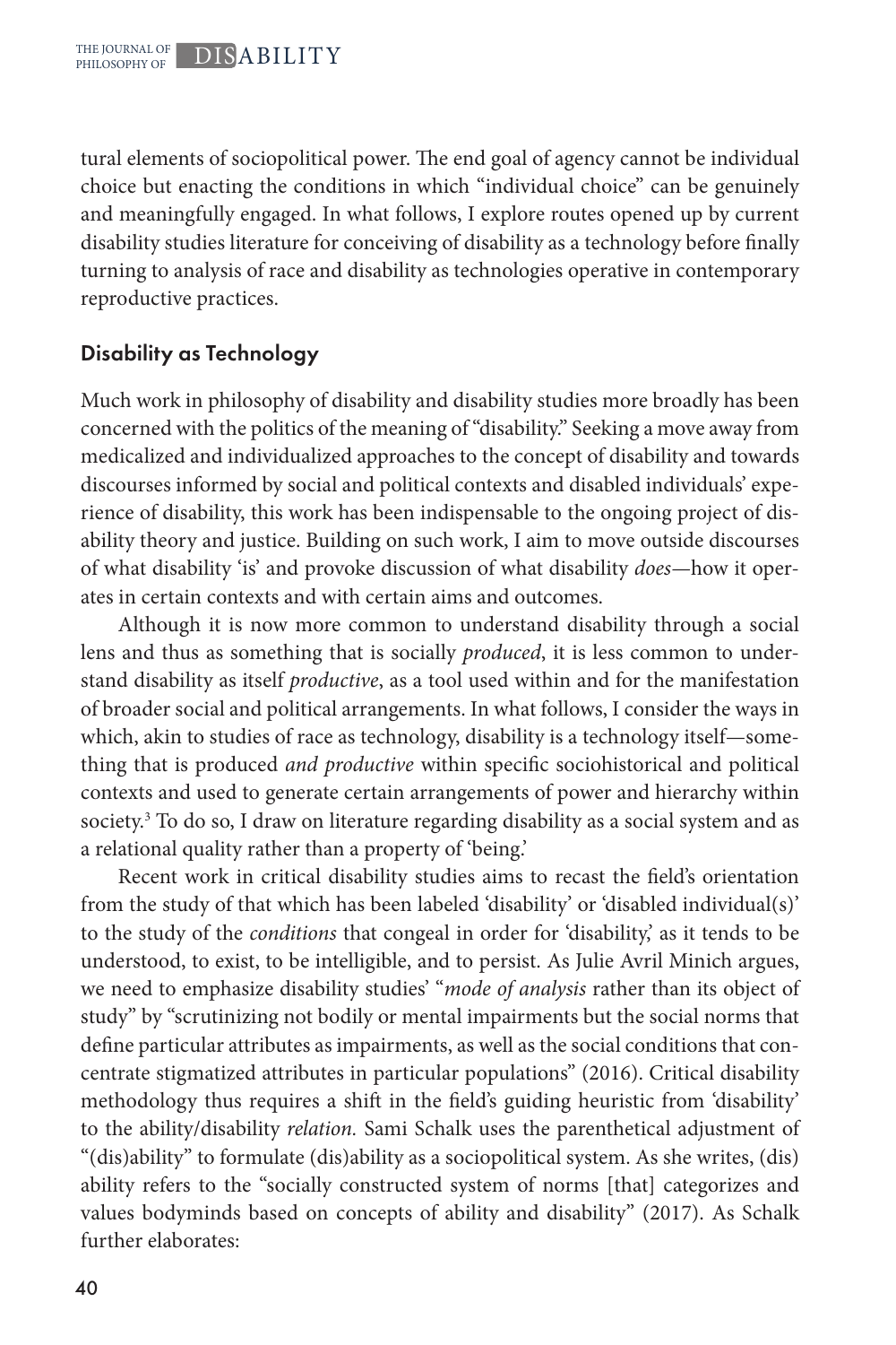tural elements of sociopolitical power. The end goal of agency cannot be individual choice but enacting the conditions in which "individual choice" can be genuinely and meaningfully engaged. In what follows, I explore routes opened up by current disability studies literature for conceiving of disability as a technology before finally turning to analysis of race and disability as technologies operative in contemporary reproductive practices.

## Disability as Technology

Much work in philosophy of disability and disability studies more broadly has been concerned with the politics of the meaning of "disability." Seeking a move away from medicalized and individualized approaches to the concept of disability and towards discourses informed by social and political contexts and disabled individuals' experience of disability, this work has been indispensable to the ongoing project of disability theory and justice. Building on such work, I aim to move outside discourses of what disability 'is' and provoke discussion of what disability *does*—how it operates in certain contexts and with certain aims and outcomes.

Although it is now more common to understand disability through a social lens and thus as something that is socially *produced*, it is less common to understand disability as itself *productive*, as a tool used within and for the manifestation of broader social and political arrangements. In what follows, I consider the ways in which, akin to studies of race as technology, disability is a technology itself—something that is produced *and productive* within specific sociohistorical and political contexts and used to generate certain arrangements of power and hierarchy within society.[3] To do so, I draw on literature regarding disability as a social system and as a relational quality rather than a property of 'being.'

Recent work in critical disability studies aims to recast the field's orientation from the study of that which has been labeled 'disability' or 'disabled individual(s)' to the study of the *conditions* that congeal in order for 'disability,' as it tends to be understood, to exist, to be intelligible, and to persist. As Julie Avril Minich argues, we need to emphasize disability studies' "*mode of analysis* rather than its object of study" by "scrutinizing not bodily or mental impairments but the social norms that define particular attributes as impairments, as well as the social conditions that concentrate stigmatized attributes in particular populations" (2016). Critical disability methodology thus requires a shift in the field's guiding heuristic from 'disability' to the ability/disability *relation*. Sami Schalk uses the parenthetical adjustment of "(dis)ability" to formulate (dis)ability as a sociopolitical system. As she writes, (dis) ability refers to the "socially constructed system of norms [that] categorizes and values bodyminds based on concepts of ability and disability" (2017). As Schalk further elaborates: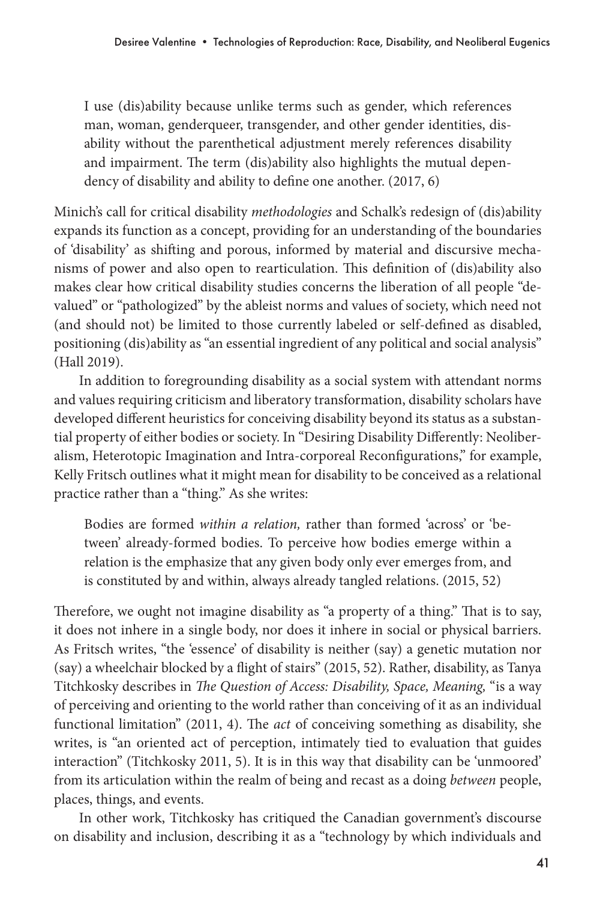> I use (dis)ability because unlike terms such as gender, which references man, woman, genderqueer, transgender, and other gender identities, disability without the parenthetical adjustment merely references disability and impairment. The term (dis)ability also highlights the mutual dependency of disability and ability to define one another. (2017, 6)

Minich's call for critical disability *methodologies* and Schalk's redesign of (dis)ability expands its function as a concept, providing for an understanding of the boundaries of 'disability' as shifting and porous, informed by material and discursive mechanisms of power and also open to rearticulation. This definition of (dis)ability also makes clear how critical disability studies concerns the liberation of all people "devalued" or "pathologized" by the ableist norms and values of society, which need not (and should not) be limited to those currently labeled or self-defined as disabled, positioning (dis)ability as "an essential ingredient of any political and social analysis" (Hall 2019).

In addition to foregrounding disability as a social system with attendant norms and values requiring criticism and liberatory transformation, disability scholars have developed different heuristics for conceiving disability beyond its status as a substantial property of either bodies or society. In "Desiring Disability Differently: Neoliberalism, Heterotopic Imagination and Intra-corporeal Reconfigurations," for example, Kelly Fritsch outlines what it might mean for disability to be conceived as a relational practice rather than a "thing." As she writes:

> Bodies are formed *within a relation,* rather than formed 'across' or 'between' already-formed bodies. To perceive how bodies emerge within a relation is the emphasize that any given body only ever emerges from, and is constituted by and within, always already tangled relations. (2015, 52)

Therefore, we ought not imagine disability as "a property of a thing." That is to say, it does not inhere in a single body, nor does it inhere in social or physical barriers. As Fritsch writes, "the 'essence' of disability is neither (say) a genetic mutation nor (say) a wheelchair blocked by a flight of stairs" (2015, 52). Rather, disability, as Tanya Titchkosky describes in *The Question of Access: Disability, Space, Meaning,* "is a way of perceiving and orienting to the world rather than conceiving of it as an individual functional limitation" (2011, 4). The *act* of conceiving something as disability, she writes, is "an oriented act of perception, intimately tied to evaluation that guides interaction" (Titchkosky 2011, 5). It is in this way that disability can be 'unmoored' from its articulation within the realm of being and recast as a doing *between* people, places, things, and events.

In other work, Titchkosky has critiqued the Canadian government's discourse on disability and inclusion, describing it as a "technology by which individuals and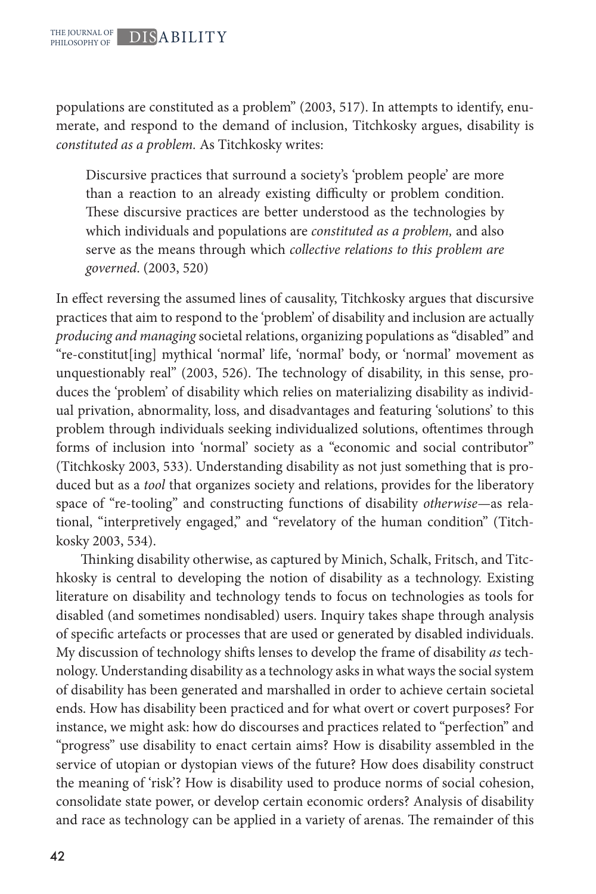populations are constituted as a problem" (2003, 517). In attempts to identify, enumerate, and respond to the demand of inclusion, Titchkosky argues, disability is *constituted as a problem.* As Titchkosky writes:

> Discursive practices that surround a society's 'problem people' are more than a reaction to an already existing difficulty or problem condition. These discursive practices are better understood as the technologies by which individuals and populations are *constituted as a problem,* and also serve as the means through which *collective relations to this problem are governed*. (2003, 520)

In effect reversing the assumed lines of causality, Titchkosky argues that discursive practices that aim to respond to the 'problem' of disability and inclusion are actually *producing and managing* societal relations, organizing populations as "disabled" and "re-constitut[ing] mythical 'normal' life, 'normal' body, or 'normal' movement as unquestionably real" (2003, 526). The technology of disability, in this sense, produces the 'problem' of disability which relies on materializing disability as individual privation, abnormality, loss, and disadvantages and featuring 'solutions' to this problem through individuals seeking individualized solutions, oftentimes through forms of inclusion into 'normal' society as a "economic and social contributor" (Titchkosky 2003, 533). Understanding disability as not just something that is produced but as a *tool* that organizes society and relations, provides for the liberatory space of "re-tooling" and constructing functions of disability *otherwise*—as relational, "interpretively engaged," and "revelatory of the human condition" (Titchkosky 2003, 534).

Thinking disability otherwise, as captured by Minich, Schalk, Fritsch, and Titchkosky is central to developing the notion of disability as a technology. Existing literature on disability and technology tends to focus on technologies as tools for disabled (and sometimes nondisabled) users. Inquiry takes shape through analysis of specific artefacts or processes that are used or generated by disabled individuals. My discussion of technology shifts lenses to develop the frame of disability *as* technology. Understanding disability as a technology asks in what ways the social system of disability has been generated and marshalled in order to achieve certain societal ends. How has disability been practiced and for what overt or covert purposes? For instance, we might ask: how do discourses and practices related to "perfection" and "progress" use disability to enact certain aims? How is disability assembled in the service of utopian or dystopian views of the future? How does disability construct the meaning of 'risk'? How is disability used to produce norms of social cohesion, consolidate state power, or develop certain economic orders? Analysis of disability and race as technology can be applied in a variety of arenas. The remainder of this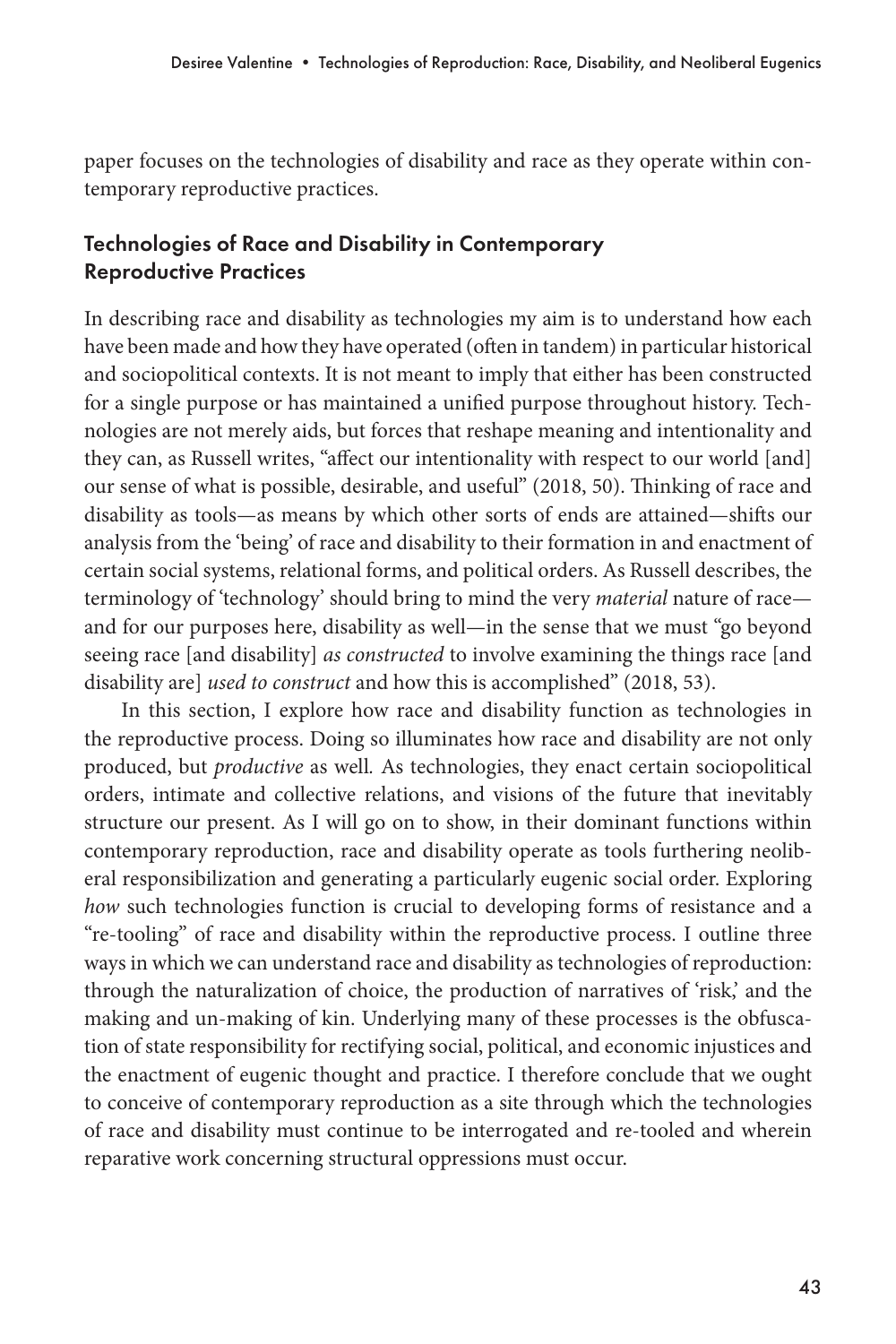paper focuses on the technologies of disability and race as they operate within contemporary reproductive practices.

## Technologies of Race and Disability in Contemporary Reproductive Practices

In describing race and disability as technologies my aim is to understand how each have been made and how they have operated (often in tandem) in particular historical and sociopolitical contexts. It is not meant to imply that either has been constructed for a single purpose or has maintained a unified purpose throughout history. Technologies are not merely aids, but forces that reshape meaning and intentionality and they can, as Russell writes, "affect our intentionality with respect to our world [and] our sense of what is possible, desirable, and useful" (2018, 50). Thinking of race and disability as tools—as means by which other sorts of ends are attained—shifts our analysis from the 'being' of race and disability to their formation in and enactment of certain social systems, relational forms, and political orders. As Russell describes, the terminology of 'technology' should bring to mind the very *material* nature of race—and for our purposes here, disability as well—in the sense that we must "go beyond seeing race [and disability] *as constructed* to involve examining the things race [and disability are] *used to construct* and how this is accomplished" (2018, 53).

In this section, I explore how race and disability function as technologies in the reproductive process. Doing so illuminates how race and disability are not only produced, but *productive* as well. As technologies, they enact certain sociopolitical orders, intimate and collective relations, and visions of the future that inevitably structure our present. As I will go on to show, in their dominant functions within contemporary reproduction, race and disability operate as tools furthering neoliberal responsibilization and generating a particularly eugenic social order. Exploring *how* such technologies function is crucial to developing forms of resistance and a "re-tooling" of race and disability within the reproductive process. I outline three ways in which we can understand race and disability as technologies of reproduction: through the naturalization of choice, the production of narratives of 'risk,' and the making and un-making of kin. Underlying many of these processes is the obfuscation of state responsibility for rectifying social, political, and economic injustices and the enactment of eugenic thought and practice. I therefore conclude that we ought to conceive of contemporary reproduction as a site through which the technologies of race and disability must continue to be interrogated and re-tooled and wherein reparative work concerning structural oppressions must occur.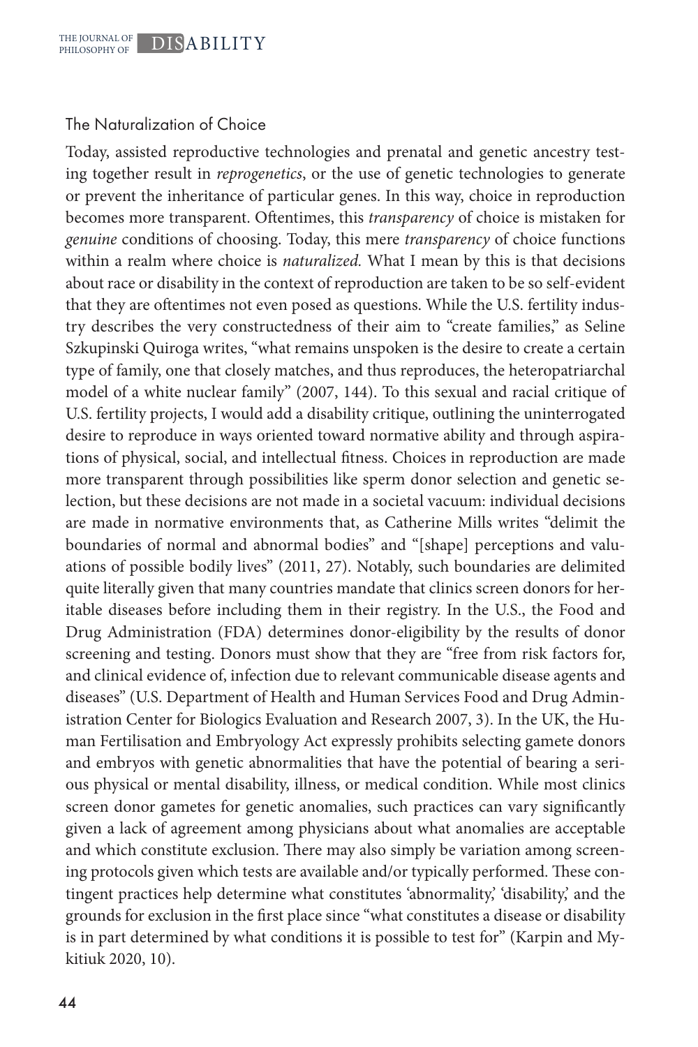## The Naturalization of Choice

Today, assisted reproductive technologies and prenatal and genetic ancestry testing together result in *reprogenetics*, or the use of genetic technologies to generate or prevent the inheritance of particular genes. In this way, choice in reproduction becomes more transparent. Oftentimes, this *transparency* of choice is mistaken for *genuine* conditions of choosing. Today, this mere *transparency* of choice functions within a realm where choice is *naturalized.* What I mean by this is that decisions about race or disability in the context of reproduction are taken to be so self-evident that they are oftentimes not even posed as questions. While the U.S. fertility industry describes the very constructedness of their aim to "create families," as Seline Szkupinski Quiroga writes, "what remains unspoken is the desire to create a certain type of family, one that closely matches, and thus reproduces, the heteropatriarchal model of a white nuclear family" (2007, 144). To this sexual and racial critique of U.S. fertility projects, I would add a disability critique, outlining the uninterrogated desire to reproduce in ways oriented toward normative ability and through aspirations of physical, social, and intellectual fitness. Choices in reproduction are made more transparent through possibilities like sperm donor selection and genetic selection, but these decisions are not made in a societal vacuum: individual decisions are made in normative environments that, as Catherine Mills writes "delimit the boundaries of normal and abnormal bodies" and "[shape] perceptions and valuations of possible bodily lives" (2011, 27). Notably, such boundaries are delimited quite literally given that many countries mandate that clinics screen donors for heritable diseases before including them in their registry. In the U.S., the Food and Drug Administration (FDA) determines donor-eligibility by the results of donor screening and testing. Donors must show that they are "free from risk factors for, and clinical evidence of, infection due to relevant communicable disease agents and diseases" (U.S. Department of Health and Human Services Food and Drug Administration Center for Biologics Evaluation and Research 2007, 3). In the UK, the Human Fertilisation and Embryology Act expressly prohibits selecting gamete donors and embryos with genetic abnormalities that have the potential of bearing a serious physical or mental disability, illness, or medical condition. While most clinics screen donor gametes for genetic anomalies, such practices can vary significantly given a lack of agreement among physicians about what anomalies are acceptable and which constitute exclusion. There may also simply be variation among screening protocols given which tests are available and/or typically performed. These contingent practices help determine what constitutes 'abnormality,' 'disability,' and the grounds for exclusion in the first place since "what constitutes a disease or disability is in part determined by what conditions it is possible to test for" (Karpin and Mykitiuk 2020, 10).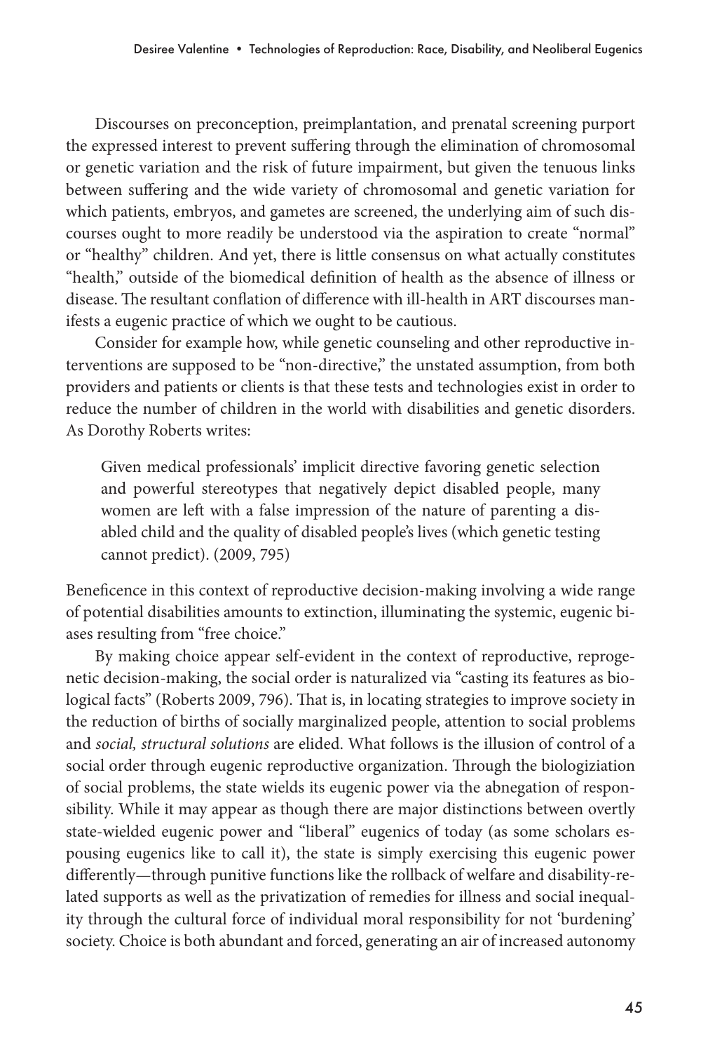Discourses on preconception, preimplantation, and prenatal screening purport the expressed interest to prevent suffering through the elimination of chromosomal or genetic variation and the risk of future impairment, but given the tenuous links between suffering and the wide variety of chromosomal and genetic variation for which patients, embryos, and gametes are screened, the underlying aim of such discourses ought to more readily be understood via the aspiration to create "normal" or "healthy" children. And yet, there is little consensus on what actually constitutes "health," outside of the biomedical definition of health as the absence of illness or disease. The resultant conflation of difference with ill-health in ART discourses manifests a eugenic practice of which we ought to be cautious.

Consider for example how, while genetic counseling and other reproductive interventions are supposed to be "non-directive," the unstated assumption, from both providers and patients or clients is that these tests and technologies exist in order to reduce the number of children in the world with disabilities and genetic disorders. As Dorothy Roberts writes:

> Given medical professionals' implicit directive favoring genetic selection and powerful stereotypes that negatively depict disabled people, many women are left with a false impression of the nature of parenting a disabled child and the quality of disabled people's lives (which genetic testing cannot predict). (2009, 795)

Beneficence in this context of reproductive decision-making involving a wide range of potential disabilities amounts to extinction, illuminating the systemic, eugenic biases resulting from "free choice."

By making choice appear self-evident in the context of reproductive, reprogenetic decision-making, the social order is naturalized via "casting its features as biological facts" (Roberts 2009, 796). That is, in locating strategies to improve society in the reduction of births of socially marginalized people, attention to social problems and *social, structural solutions* are elided. What follows is the illusion of control of a social order through eugenic reproductive organization. Through the biologiziation of social problems, the state wields its eugenic power via the abnegation of responsibility. While it may appear as though there are major distinctions between overtly state-wielded eugenic power and "liberal" eugenics of today (as some scholars espousing eugenics like to call it), the state is simply exercising this eugenic power differently—through punitive functions like the rollback of welfare and disability-related supports as well as the privatization of remedies for illness and social inequality through the cultural force of individual moral responsibility for not 'burdening' society. Choice is both abundant and forced, generating an air of increased autonomy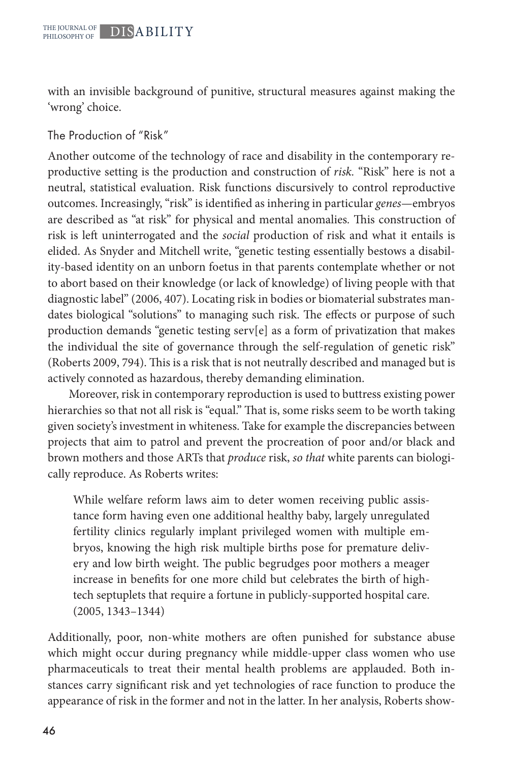with an invisible background of punitive, structural measures against making the 'wrong' choice.

## The Production of "Risk"

Another outcome of the technology of race and disability in the contemporary reproductive setting is the production and construction of *risk*. "Risk" here is not a neutral, statistical evaluation. Risk functions discursively to control reproductive outcomes. Increasingly, "risk" is identified as inhering in particular *genes*—embryos are described as "at risk" for physical and mental anomalies. This construction of risk is left uninterrogated and the *social* production of risk and what it entails is elided. As Snyder and Mitchell write, "genetic testing essentially bestows a disability-based identity on an unborn foetus in that parents contemplate whether or not to abort based on their knowledge (or lack of knowledge) of living people with that diagnostic label" (2006, 407). Locating risk in bodies or biomaterial substrates mandates biological "solutions" to managing such risk. The effects or purpose of such production demands "genetic testing serv[e] as a form of privatization that makes the individual the site of governance through the self-regulation of genetic risk" (Roberts 2009, 794). This is a risk that is not neutrally described and managed but is actively connoted as hazardous, thereby demanding elimination.

Moreover, risk in contemporary reproduction is used to buttress existing power hierarchies so that not all risk is "equal." That is, some risks seem to be worth taking given society's investment in whiteness. Take for example the discrepancies between projects that aim to patrol and prevent the procreation of poor and/or black and brown mothers and those ARTs that *produce* risk, *so that* white parents can biologically reproduce. As Roberts writes:

> While welfare reform laws aim to deter women receiving public assistance form having even one additional healthy baby, largely unregulated fertility clinics regularly implant privileged women with multiple embryos, knowing the high risk multiple births pose for premature delivery and low birth weight. The public begrudges poor mothers a meager increase in benefits for one more child but celebrates the birth of high-tech septuplets that require a fortune in publicly-supported hospital care. (2005, 1343–1344)

Additionally, poor, non-white mothers are often punished for substance abuse which might occur during pregnancy while middle-upper class women who use pharmaceuticals to treat their mental health problems are applauded. Both instances carry significant risk and yet technologies of race function to produce the appearance of risk in the former and not in the latter. In her analysis, Roberts show-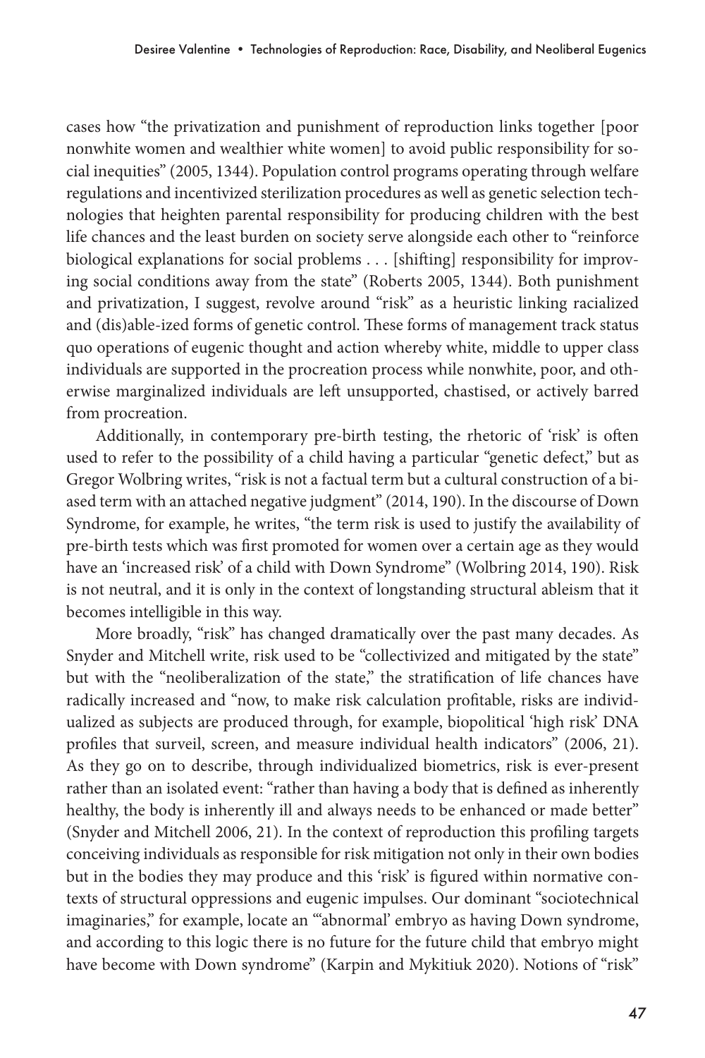cases how "the privatization and punishment of reproduction links together [poor nonwhite women and wealthier white women] to avoid public responsibility for social inequities" (2005, 1344). Population control programs operating through welfare regulations and incentivized sterilization procedures as well as genetic selection technologies that heighten parental responsibility for producing children with the best life chances and the least burden on society serve alongside each other to "reinforce biological explanations for social problems . . . [shifting] responsibility for improving social conditions away from the state" (Roberts 2005, 1344). Both punishment and privatization, I suggest, revolve around "risk" as a heuristic linking racialized and (dis)able-ized forms of genetic control. These forms of management track status quo operations of eugenic thought and action whereby white, middle to upper class individuals are supported in the procreation process while nonwhite, poor, and otherwise marginalized individuals are left unsupported, chastised, or actively barred from procreation.

Additionally, in contemporary pre-birth testing, the rhetoric of 'risk' is often used to refer to the possibility of a child having a particular "genetic defect," but as Gregor Wolbring writes, "risk is not a factual term but a cultural construction of a biased term with an attached negative judgment" (2014, 190). In the discourse of Down Syndrome, for example, he writes, "the term risk is used to justify the availability of pre-birth tests which was first promoted for women over a certain age as they would have an 'increased risk' of a child with Down Syndrome" (Wolbring 2014, 190). Risk is not neutral, and it is only in the context of longstanding structural ableism that it becomes intelligible in this way.

More broadly, "risk" has changed dramatically over the past many decades. As Snyder and Mitchell write, risk used to be "collectivized and mitigated by the state" but with the "neoliberalization of the state," the stratification of life chances have radically increased and "now, to make risk calculation profitable, risks are individualized as subjects are produced through, for example, biopolitical 'high risk' DNA profiles that surveil, screen, and measure individual health indicators" (2006, 21). As they go on to describe, through individualized biometrics, risk is ever-present rather than an isolated event: "rather than having a body that is defined as inherently healthy, the body is inherently ill and always needs to be enhanced or made better" (Snyder and Mitchell 2006, 21). In the context of reproduction this profiling targets conceiving individuals as responsible for risk mitigation not only in their own bodies but in the bodies they may produce and this 'risk' is figured within normative contexts of structural oppressions and eugenic impulses. Our dominant "sociotechnical imaginaries," for example, locate an "'abnormal' embryo as having Down syndrome, and according to this logic there is no future for the future child that embryo might have become with Down syndrome" (Karpin and Mykitiuk 2020). Notions of "risk"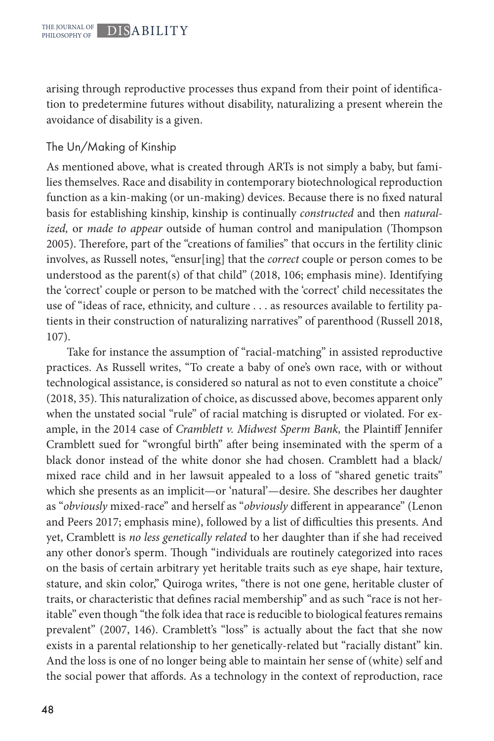arising through reproductive processes thus expand from their point of identification to predetermine futures without disability, naturalizing a present wherein the avoidance of disability is a given.

## The Un/Making of Kinship

As mentioned above, what is created through ARTs is not simply a baby, but families themselves. Race and disability in contemporary biotechnological reproduction function as a kin-making (or un-making) devices. Because there is no fixed natural basis for establishing kinship, kinship is continually *constructed* and then *naturalized,* or *made to appear* outside of human control and manipulation (Thompson 2005). Therefore, part of the "creations of families" that occurs in the fertility clinic involves, as Russell notes, "ensur[ing] that the *correct* couple or person comes to be understood as the parent(s) of that child" (2018, 106; emphasis mine). Identifying the 'correct' couple or person to be matched with the 'correct' child necessitates the use of "ideas of race, ethnicity, and culture . . . as resources available to fertility patients in their construction of naturalizing narratives" of parenthood (Russell 2018, 107).

Take for instance the assumption of "racial-matching" in assisted reproductive practices. As Russell writes, "To create a baby of one's own race, with or without technological assistance, is considered so natural as not to even constitute a choice" (2018, 35). This naturalization of choice, as discussed above, becomes apparent only when the unstated social "rule" of racial matching is disrupted or violated. For example, in the 2014 case of *Cramblett v. Midwest Sperm Bank,* the Plaintiff Jennifer Cramblett sued for "wrongful birth" after being inseminated with the sperm of a black donor instead of the white donor she had chosen. Cramblett had a black/mixed race child and in her lawsuit appealed to a loss of "shared genetic traits" which she presents as an implicit—or 'natural'—desire. She describes her daughter as "*obviously* mixed-race" and herself as "*obviously* different in appearance" (Lenon and Peers 2017; emphasis mine), followed by a list of difficulties this presents. And yet, Cramblett is *no less genetically related* to her daughter than if she had received any other donor's sperm. Though "individuals are routinely categorized into races on the basis of certain arbitrary yet heritable traits such as eye shape, hair texture, stature, and skin color," Quiroga writes, "there is not one gene, heritable cluster of traits, or characteristic that defines racial membership" and as such "race is not heritable" even though "the folk idea that race is reducible to biological features remains prevalent" (2007, 146). Cramblett's "loss" is actually about the fact that she now exists in a parental relationship to her genetically-related but "racially distant" kin. And the loss is one of no longer being able to maintain her sense of (white) self and the social power that affords. As a technology in the context of reproduction, race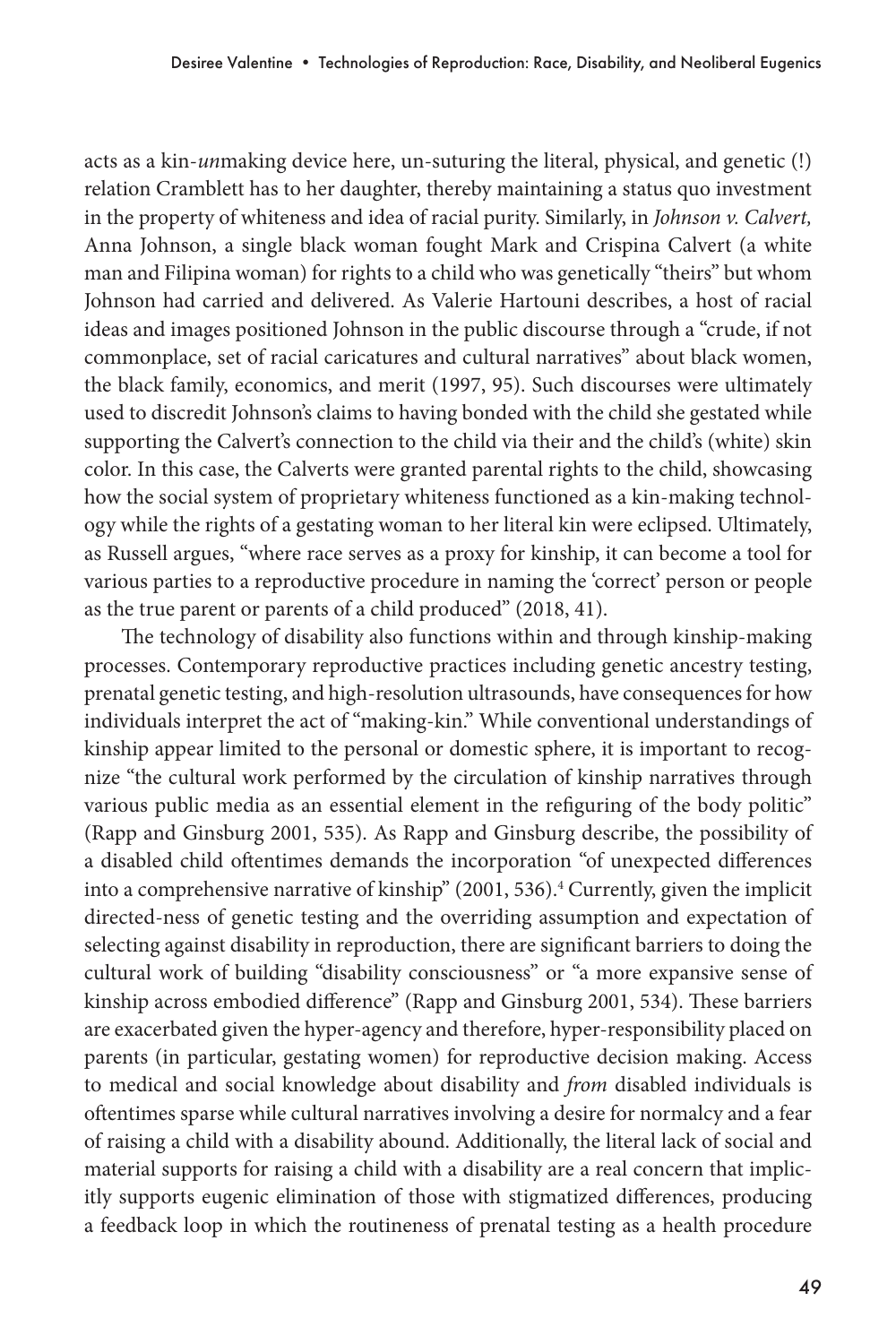acts as a kin-*un*making device here, un-suturing the literal, physical, and genetic (!) relation Cramblett has to her daughter, thereby maintaining a status quo investment in the property of whiteness and idea of racial purity. Similarly, in *Johnson v. Calvert,* Anna Johnson, a single black woman fought Mark and Crispina Calvert (a white man and Filipina woman) for rights to a child who was genetically "theirs" but whom Johnson had carried and delivered. As Valerie Hartouni describes, a host of racial ideas and images positioned Johnson in the public discourse through a "crude, if not commonplace, set of racial caricatures and cultural narratives" about black women, the black family, economics, and merit (1997, 95). Such discourses were ultimately used to discredit Johnson's claims to having bonded with the child she gestated while supporting the Calvert's connection to the child via their and the child's (white) skin color. In this case, the Calverts were granted parental rights to the child, showcasing how the social system of proprietary whiteness functioned as a kin-making technology while the rights of a gestating woman to her literal kin were eclipsed. Ultimately, as Russell argues, "where race serves as a proxy for kinship, it can become a tool for various parties to a reproductive procedure in naming the 'correct' person or people as the true parent or parents of a child produced" (2018, 41).

The technology of disability also functions within and through kinship-making processes. Contemporary reproductive practices including genetic ancestry testing, prenatal genetic testing, and high-resolution ultrasounds, have consequences for how individuals interpret the act of "making-kin." While conventional understandings of kinship appear limited to the personal or domestic sphere, it is important to recognize "the cultural work performed by the circulation of kinship narratives through various public media as an essential element in the refiguring of the body politic" (Rapp and Ginsburg 2001, 535). As Rapp and Ginsburg describe, the possibility of a disabled child oftentimes demands the incorporation "of unexpected differences into a comprehensive narrative of kinship" (2001, 536).[4] Currently, given the implicit directed-ness of genetic testing and the overriding assumption and expectation of selecting against disability in reproduction, there are significant barriers to doing the cultural work of building "disability consciousness" or "a more expansive sense of kinship across embodied difference" (Rapp and Ginsburg 2001, 534). These barriers are exacerbated given the hyper-agency and therefore, hyper-responsibility placed on parents (in particular, gestating women) for reproductive decision making. Access to medical and social knowledge about disability and *from* disabled individuals is oftentimes sparse while cultural narratives involving a desire for normalcy and a fear of raising a child with a disability abound. Additionally, the literal lack of social and material supports for raising a child with a disability are a real concern that implicitly supports eugenic elimination of those with stigmatized differences, producing a feedback loop in which the routineness of prenatal testing as a health procedure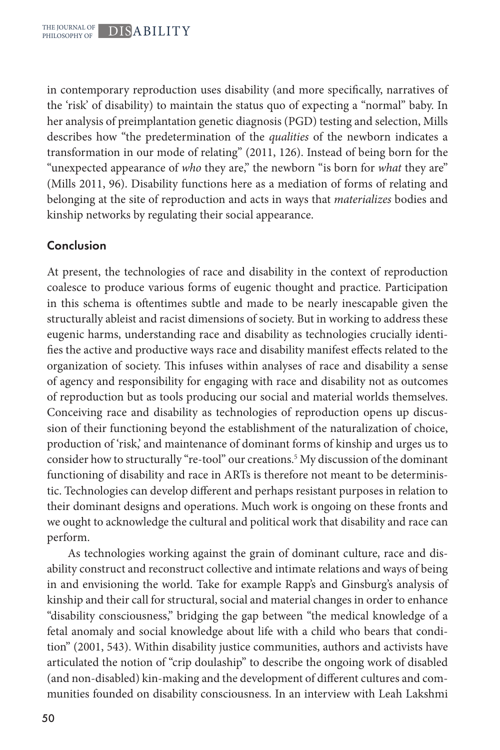in contemporary reproduction uses disability (and more specifically, narratives of the 'risk' of disability) to maintain the status quo of expecting a "normal" baby. In her analysis of preimplantation genetic diagnosis (PGD) testing and selection, Mills describes how "the predetermination of the *qualities* of the newborn indicates a transformation in our mode of relating" (2011, 126). Instead of being born for the "unexpected appearance of *who* they are," the newborn "is born for *what* they are" (Mills 2011, 96). Disability functions here as a mediation of forms of relating and belonging at the site of reproduction and acts in ways that *materializes* bodies and kinship networks by regulating their social appearance.

## Conclusion

At present, the technologies of race and disability in the context of reproduction coalesce to produce various forms of eugenic thought and practice. Participation in this schema is oftentimes subtle and made to be nearly inescapable given the structurally ableist and racist dimensions of society. But in working to address these eugenic harms, understanding race and disability as technologies crucially identifies the active and productive ways race and disability manifest effects related to the organization of society. This infuses within analyses of race and disability a sense of agency and responsibility for engaging with race and disability not as outcomes of reproduction but as tools producing our social and material worlds themselves. Conceiving race and disability as technologies of reproduction opens up discussion of their functioning beyond the establishment of the naturalization of choice, production of 'risk,' and maintenance of dominant forms of kinship and urges us to consider how to structurally "re-tool" our creations.[5] My discussion of the dominant functioning of disability and race in ARTs is therefore not meant to be deterministic. Technologies can develop different and perhaps resistant purposes in relation to their dominant designs and operations. Much work is ongoing on these fronts and we ought to acknowledge the cultural and political work that disability and race can perform.

As technologies working against the grain of dominant culture, race and disability construct and reconstruct collective and intimate relations and ways of being in and envisioning the world. Take for example Rapp's and Ginsburg's analysis of kinship and their call for structural, social and material changes in order to enhance "disability consciousness," bridging the gap between "the medical knowledge of a fetal anomaly and social knowledge about life with a child who bears that condition" (2001, 543). Within disability justice communities, authors and activists have articulated the notion of "crip doulaship" to describe the ongoing work of disabled (and non-disabled) kin-making and the development of different cultures and communities founded on disability consciousness. In an interview with Leah Lakshmi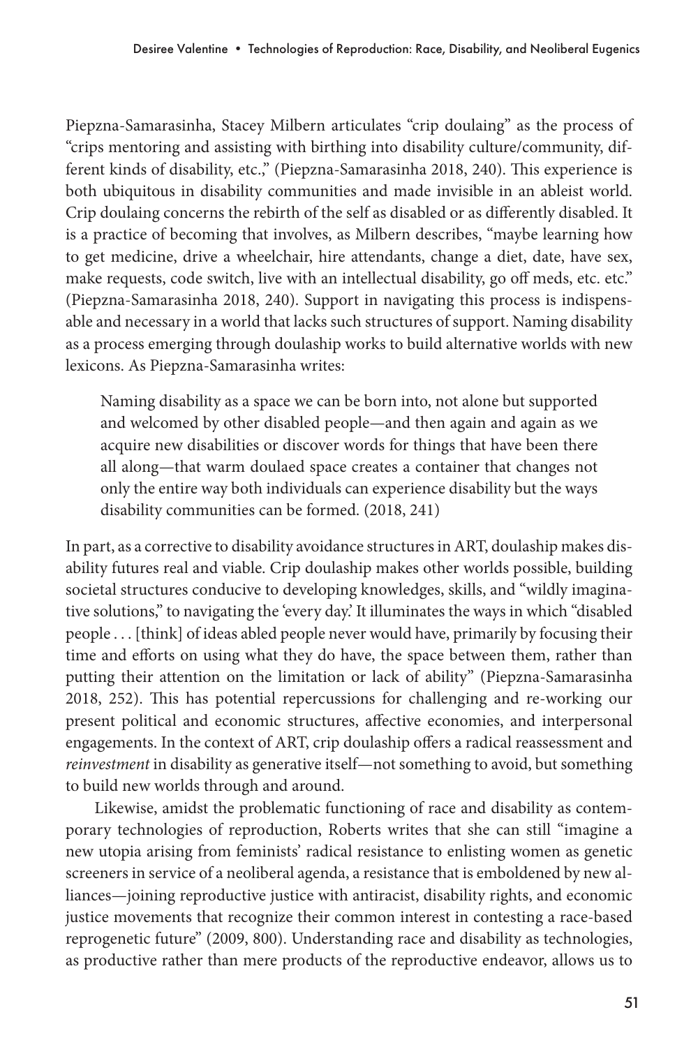Piepzna-Samarasinha, Stacey Milbern articulates "crip doulaing" as the process of "crips mentoring and assisting with birthing into disability culture/community, different kinds of disability, etc.," (Piepzna-Samarasinha 2018, 240). This experience is both ubiquitous in disability communities and made invisible in an ableist world. Crip doulaing concerns the rebirth of the self as disabled or as differently disabled. It is a practice of becoming that involves, as Milbern describes, "maybe learning how to get medicine, drive a wheelchair, hire attendants, change a diet, date, have sex, make requests, code switch, live with an intellectual disability, go off meds, etc. etc." (Piepzna-Samarasinha 2018, 240). Support in navigating this process is indispensable and necessary in a world that lacks such structures of support. Naming disability as a process emerging through doulaship works to build alternative worlds with new lexicons. As Piepzna-Samarasinha writes:

> Naming disability as a space we can be born into, not alone but supported and welcomed by other disabled people—and then again and again as we acquire new disabilities or discover words for things that have been there all along—that warm doulaed space creates a container that changes not only the entire way both individuals can experience disability but the ways disability communities can be formed. (2018, 241)

In part, as a corrective to disability avoidance structures in ART, doulaship makes disability futures real and viable. Crip doulaship makes other worlds possible, building societal structures conducive to developing knowledges, skills, and "wildly imaginative solutions," to navigating the 'every day.' It illuminates the ways in which "disabled people . . . [think] of ideas abled people never would have, primarily by focusing their time and efforts on using what they do have, the space between them, rather than putting their attention on the limitation or lack of ability" (Piepzna-Samarasinha 2018, 252). This has potential repercussions for challenging and re-working our present political and economic structures, affective economies, and interpersonal engagements. In the context of ART, crip doulaship offers a radical reassessment and *reinvestment* in disability as generative itself—not something to avoid, but something to build new worlds through and around.

Likewise, amidst the problematic functioning of race and disability as contemporary technologies of reproduction, Roberts writes that she can still "imagine a new utopia arising from feminists' radical resistance to enlisting women as genetic screeners in service of a neoliberal agenda, a resistance that is emboldened by new alliances—joining reproductive justice with antiracist, disability rights, and economic justice movements that recognize their common interest in contesting a race-based reprogenetic future" (2009, 800). Understanding race and disability as technologies, as productive rather than mere products of the reproductive endeavor, allows us to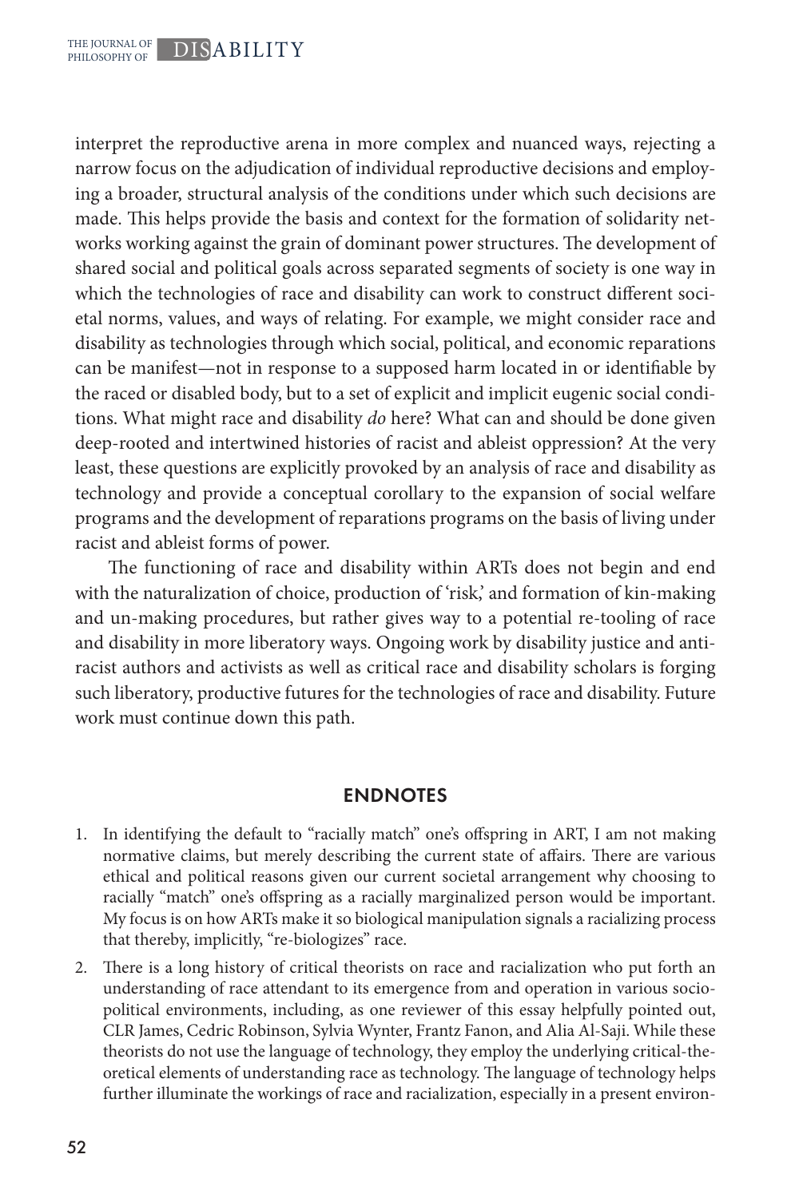interpret the reproductive arena in more complex and nuanced ways, rejecting a narrow focus on the adjudication of individual reproductive decisions and employing a broader, structural analysis of the conditions under which such decisions are made. This helps provide the basis and context for the formation of solidarity networks working against the grain of dominant power structures. The development of shared social and political goals across separated segments of society is one way in which the technologies of race and disability can work to construct different societal norms, values, and ways of relating. For example, we might consider race and disability as technologies through which social, political, and economic reparations can be manifest—not in response to a supposed harm located in or identifiable by the raced or disabled body, but to a set of explicit and implicit eugenic social conditions. What might race and disability *do* here? What can and should be done given deep-rooted and intertwined histories of racist and ableist oppression? At the very least, these questions are explicitly provoked by an analysis of race and disability as technology and provide a conceptual corollary to the expansion of social welfare programs and the development of reparations programs on the basis of living under racist and ableist forms of power.

The functioning of race and disability within ARTs does not begin and end with the naturalization of choice, production of 'risk,' and formation of kin-making and un-making procedures, but rather gives way to a potential re-tooling of race and disability in more liberatory ways. Ongoing work by disability justice and anti-racist authors and activists as well as critical race and disability scholars is forging such liberatory, productive futures for the technologies of race and disability. Future work must continue down this path.

## ENDNOTES

1. In identifying the default to "racially match" one's offspring in ART, I am not making normative claims, but merely describing the current state of affairs. There are various ethical and political reasons given our current societal arrangement why choosing to racially "match" one's offspring as a racially marginalized person would be important. My focus is on how ARTs make it so biological manipulation signals a racializing process that thereby, implicitly, "re-biologizes" race.
2. There is a long history of critical theorists on race and racialization who put forth an understanding of race attendant to its emergence from and operation in various socio-political environments, including, as one reviewer of this essay helpfully pointed out, CLR James, Cedric Robinson, Sylvia Wynter, Frantz Fanon, and Alia Al-Saji. While these theorists do not use the language of technology, they employ the underlying critical-theoretical elements of understanding race as technology. The language of technology helps further illuminate the workings of race and racialization, especially in a present environ-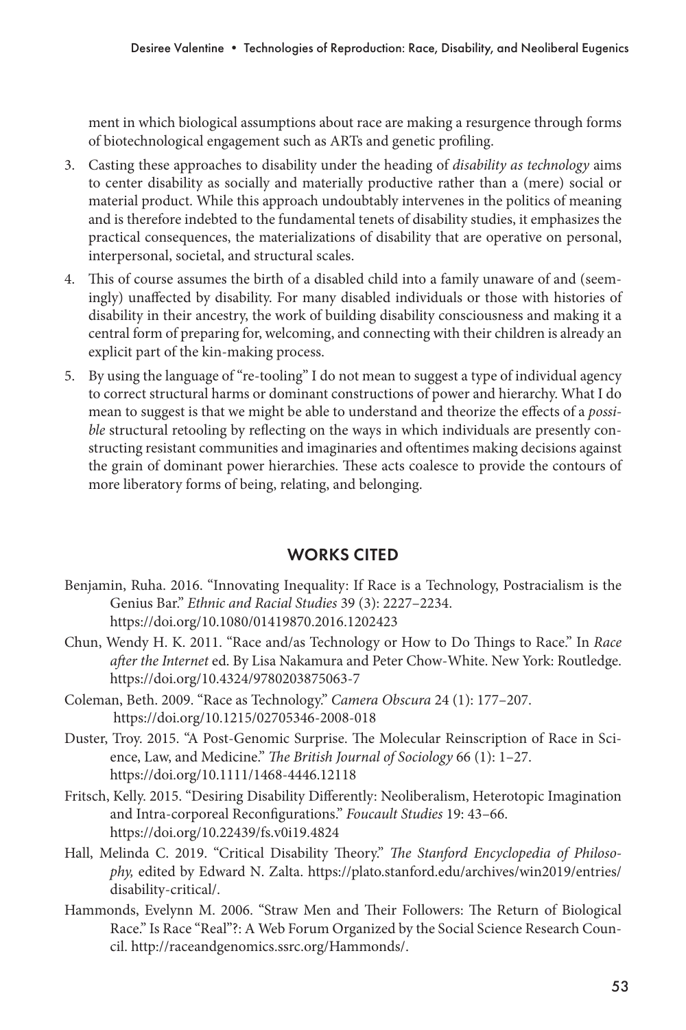ment in which biological assumptions about race are making a resurgence through forms of biotechnological engagement such as ARTs and genetic profiling.

3. Casting these approaches to disability under the heading of *disability as technology* aims to center disability as socially and materially productive rather than a (mere) social or material product. While this approach undoubtably intervenes in the politics of meaning and is therefore indebted to the fundamental tenets of disability studies, it emphasizes the practical consequences, the materializations of disability that are operative on personal, interpersonal, societal, and structural scales.
4. This of course assumes the birth of a disabled child into a family unaware of and (seemingly) unaffected by disability. For many disabled individuals or those with histories of disability in their ancestry, the work of building disability consciousness and making it a central form of preparing for, welcoming, and connecting with their children is already an explicit part of the kin-making process.
5. By using the language of "re-tooling" I do not mean to suggest a type of individual agency to correct structural harms or dominant constructions of power and hierarchy. What I do mean to suggest is that we might be able to understand and theorize the effects of a *possible* structural retooling by reflecting on the ways in which individuals are presently constructing resistant communities and imaginaries and oftentimes making decisions against the grain of dominant power hierarchies. These acts coalesce to provide the contours of more liberatory forms of being, relating, and belonging.

## WORKS CITED

Benjamin, Ruha. 2016. "Innovating Inequality: If Race is a Technology, Postracialism is the Genius Bar." *Ethnic and Racial Studies* 39 (3): 2227–2234. https://doi.org/10.1080/01419870.2016.1202423

Chun, Wendy H. K. 2011. "Race and/as Technology or How to Do Things to Race." In *Race after the Internet* ed. By Lisa Nakamura and Peter Chow-White. New York: Routledge. https://doi.org/10.4324/9780203875063-7

Coleman, Beth. 2009. "Race as Technology." *Camera Obscura* 24 (1): 177–207. https://doi.org/10.1215/02705346-2008-018

Duster, Troy. 2015. "A Post-Genomic Surprise. The Molecular Reinscription of Race in Science, Law, and Medicine." *The British Journal of Sociology* 66 (1): 1–27. https://doi.org/10.1111/1468-4446.12118

Fritsch, Kelly. 2015. "Desiring Disability Differently: Neoliberalism, Heterotopic Imagination and Intra-corporeal Reconfigurations." *Foucault Studies* 19: 43–66. https://doi.org/10.22439/fs.v0i19.4824

Hall, Melinda C. 2019. "Critical Disability Theory." *The Stanford Encyclopedia of Philosophy,* edited by Edward N. Zalta. https://plato.stanford.edu/archives/win2019/entries/disability-critical/.

Hammonds, Evelynn M. 2006. "Straw Men and Their Followers: The Return of Biological Race." Is Race "Real"?: A Web Forum Organized by the Social Science Research Council. http://raceandgenomics.ssrc.org/Hammonds/.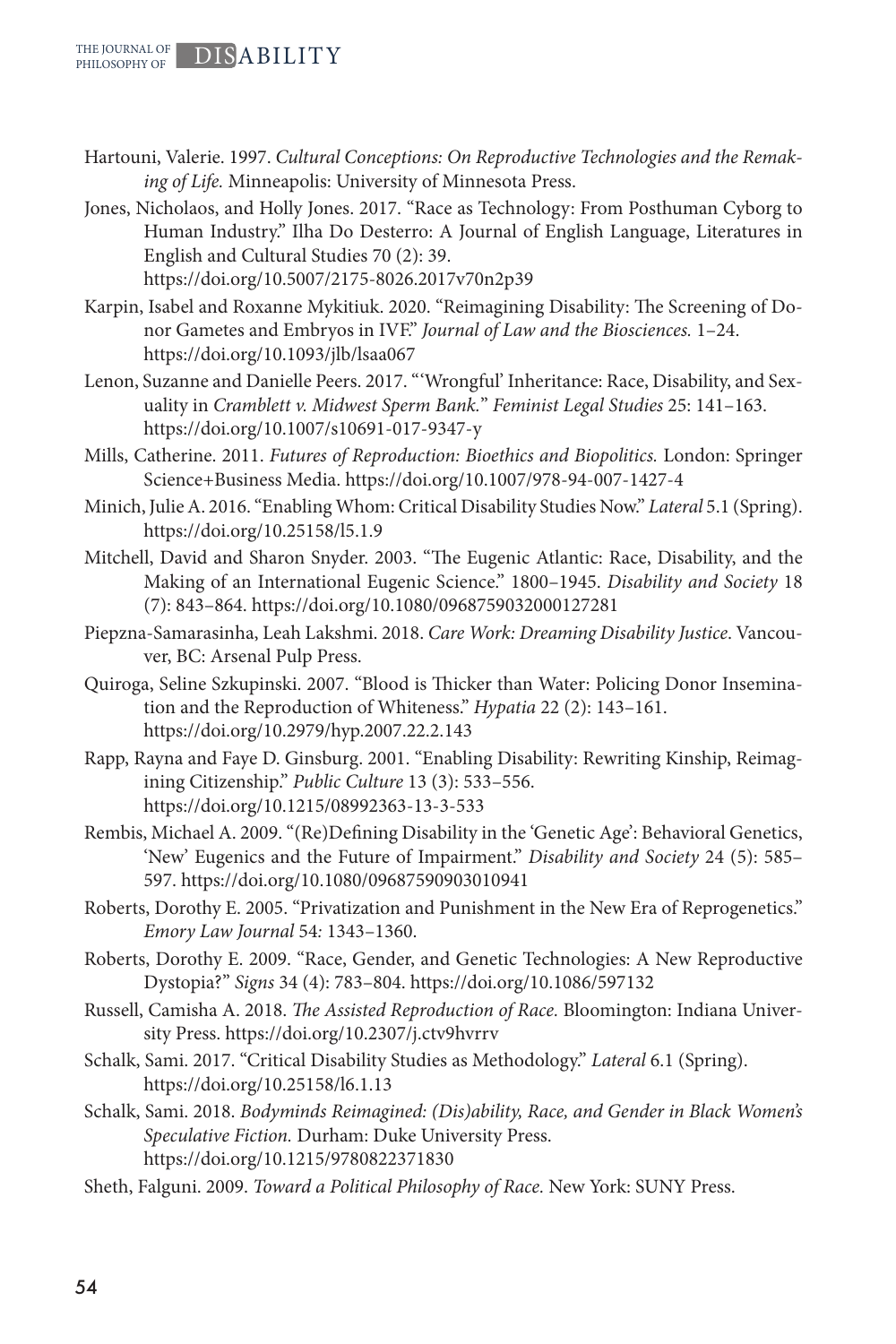Hartouni, Valerie. 1997. *Cultural Conceptions: On Reproductive Technologies and the Remaking of Life.* Minneapolis: University of Minnesota Press.

Jones, Nicholaos, and Holly Jones. 2017. "Race as Technology: From Posthuman Cyborg to Human Industry." Ilha Do Desterro: A Journal of English Language, Literatures in English and Cultural Studies 70 (2): 39. https://doi.org/10.5007/2175-8026.2017v70n2p39

Karpin, Isabel and Roxanne Mykitiuk. 2020. "Reimagining Disability: The Screening of Donor Gametes and Embryos in IVF." *Journal of Law and the Biosciences.* 1–24. https://doi.org/10.1093/jlb/lsaa067

Lenon, Suzanne and Danielle Peers. 2017. "'Wrongful' Inheritance: Race, Disability, and Sexuality in *Cramblett v. Midwest Sperm Bank.*" *Feminist Legal Studies* 25: 141–163. https://doi.org/10.1007/s10691-017-9347-y

Mills, Catherine. 2011. *Futures of Reproduction: Bioethics and Biopolitics.* London: Springer Science+Business Media. https://doi.org/10.1007/978-94-007-1427-4

Minich, Julie A. 2016. "Enabling Whom: Critical Disability Studies Now." *Lateral* 5.1 (Spring). https://doi.org/10.25158/l5.1.9

Mitchell, David and Sharon Snyder. 2003. "The Eugenic Atlantic: Race, Disability, and the Making of an International Eugenic Science." 1800–1945. *Disability and Society* 18 (7): 843–864. https://doi.org/10.1080/0968759032000127281

Piepzna-Samarasinha, Leah Lakshmi. 2018. *Care Work: Dreaming Disability Justice*. Vancouver, BC: Arsenal Pulp Press.

Quiroga, Seline Szkupinski. 2007. "Blood is Thicker than Water: Policing Donor Insemination and the Reproduction of Whiteness." *Hypatia* 22 (2): 143–161. https://doi.org/10.2979/hyp.2007.22.2.143

Rapp, Rayna and Faye D. Ginsburg. 2001. "Enabling Disability: Rewriting Kinship, Reimagining Citizenship." *Public Culture* 13 (3): 533–556. https://doi.org/10.1215/08992363-13-3-533

Rembis, Michael A. 2009. "(Re)Defining Disability in the 'Genetic Age': Behavioral Genetics, 'New' Eugenics and the Future of Impairment." *Disability and Society* 24 (5): 585–597. https://doi.org/10.1080/09687590903010941

Roberts, Dorothy E. 2005. "Privatization and Punishment in the New Era of Reprogenetics." *Emory Law Journal* 54*:* 1343–1360.

Roberts, Dorothy E. 2009. "Race, Gender, and Genetic Technologies: A New Reproductive Dystopia?" *Signs* 34 (4): 783–804. https://doi.org/10.1086/597132

Russell, Camisha A. 2018. *The Assisted Reproduction of Race.* Bloomington: Indiana University Press. https://doi.org/10.2307/j.ctv9hvrrv

Schalk, Sami. 2017. "Critical Disability Studies as Methodology." *Lateral* 6.1 (Spring). https://doi.org/10.25158/l6.1.13

Schalk, Sami. 2018. *Bodyminds Reimagined: (Dis)ability, Race, and Gender in Black Women's Speculative Fiction.* Durham: Duke University Press. https://doi.org/10.1215/9780822371830

Sheth, Falguni. 2009. *Toward a Political Philosophy of Race.* New York: SUNY Press.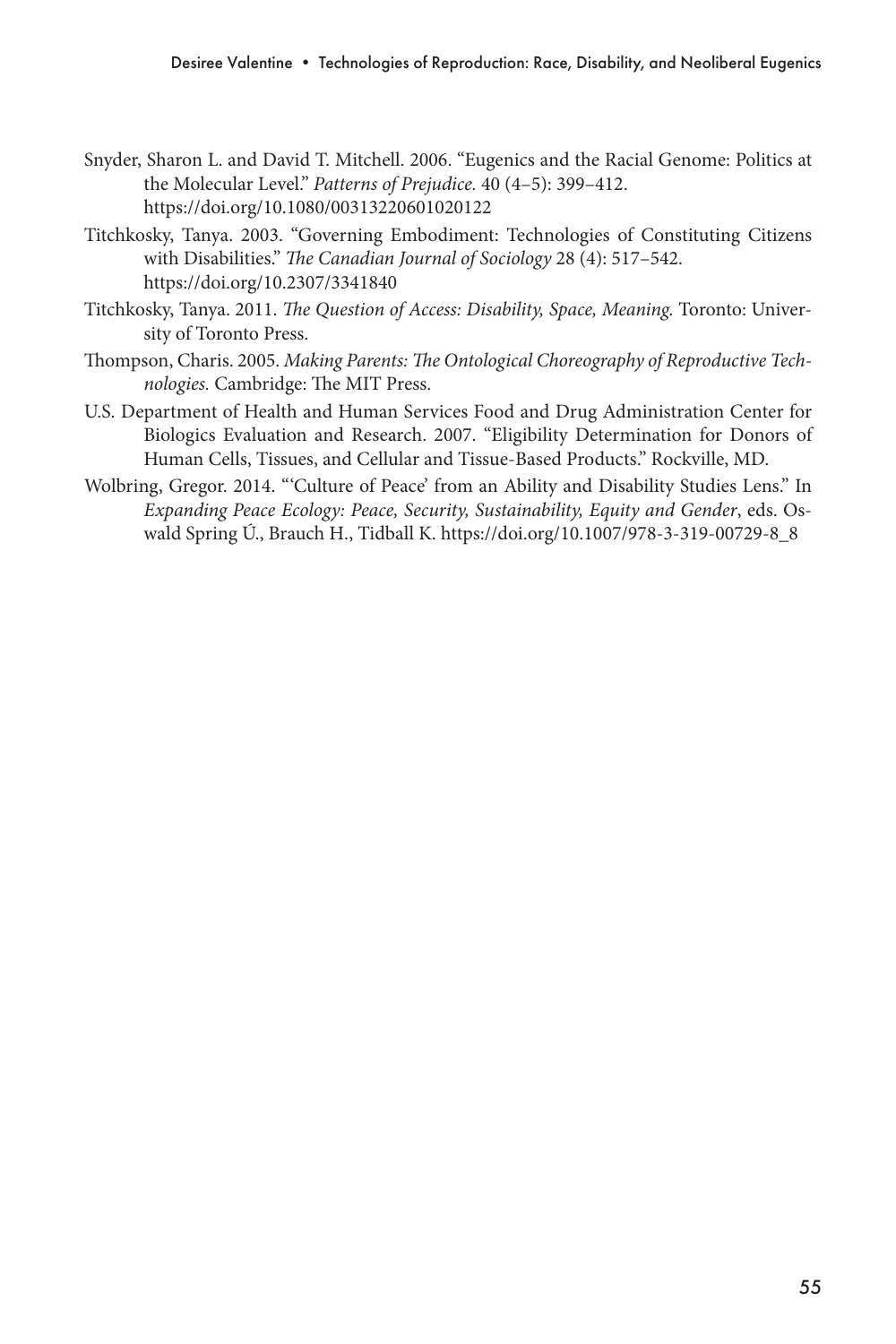Snyder, Sharon L. and David T. Mitchell. 2006. "Eugenics and the Racial Genome: Politics at the Molecular Level." *Patterns of Prejudice.* 40 (4–5): 399–412. https://doi.org/10.1080/00313220601020122

Titchkosky, Tanya. 2003. "Governing Embodiment: Technologies of Constituting Citizens with Disabilities." *The Canadian Journal of Sociology* 28 (4): 517–542. https://doi.org/10.2307/3341840

Titchkosky, Tanya. 2011. *The Question of Access: Disability, Space, Meaning.* Toronto: University of Toronto Press.

Thompson, Charis. 2005. *Making Parents: The Ontological Choreography of Reproductive Technologies.* Cambridge: The MIT Press.

U.S. Department of Health and Human Services Food and Drug Administration Center for Biologics Evaluation and Research. 2007. "Eligibility Determination for Donors of Human Cells, Tissues, and Cellular and Tissue-Based Products." Rockville, MD.

Wolbring, Gregor. 2014. "'Culture of Peace' from an Ability and Disability Studies Lens." In *Expanding Peace Ecology: Peace, Security, Sustainability, Equity and Gender*, eds. Oswald Spring Ú., Brauch H., Tidball K. https://doi.org/10.1007/978-3-319-00729-8_8